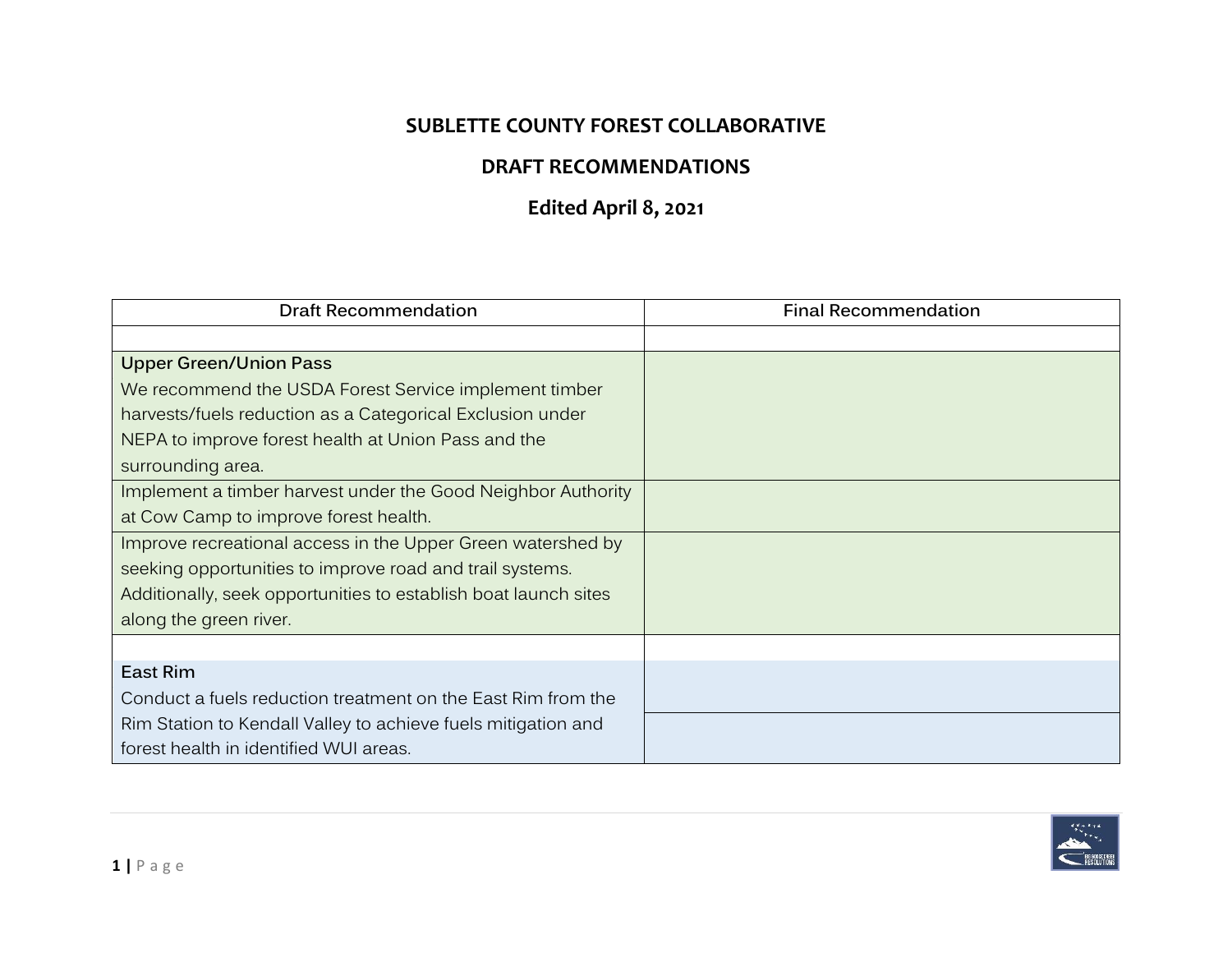# SUBLETTE COUNTY FOREST COLLABORATIVE

## DRAFT RECOMMENDATIONS

## Edited April 8, 2021

| Draft Recommendation | Final Recommendation |
|---|---|
| | |
| **Upper Green/Union Pass** We recommend the USDA Forest Service implement timber harvests/fuels reduction as a Categorical Exclusion under NEPA to improve forest health at Union Pass and the surrounding area. | |
| Implement a timber harvest under the Good Neighbor Authority at Cow Camp to improve forest health. | |
| Improve recreational access in the Upper Green watershed by seeking opportunities to improve road and trail systems. Additionally, seek opportunities to establish boat launch sites along the green river. | |
| | |
| **East Rim** Conduct a fuels reduction treatment on the East Rim from the Rim Station to Kendall Valley to achieve fuels mitigation and forest health in identified WUI areas. | |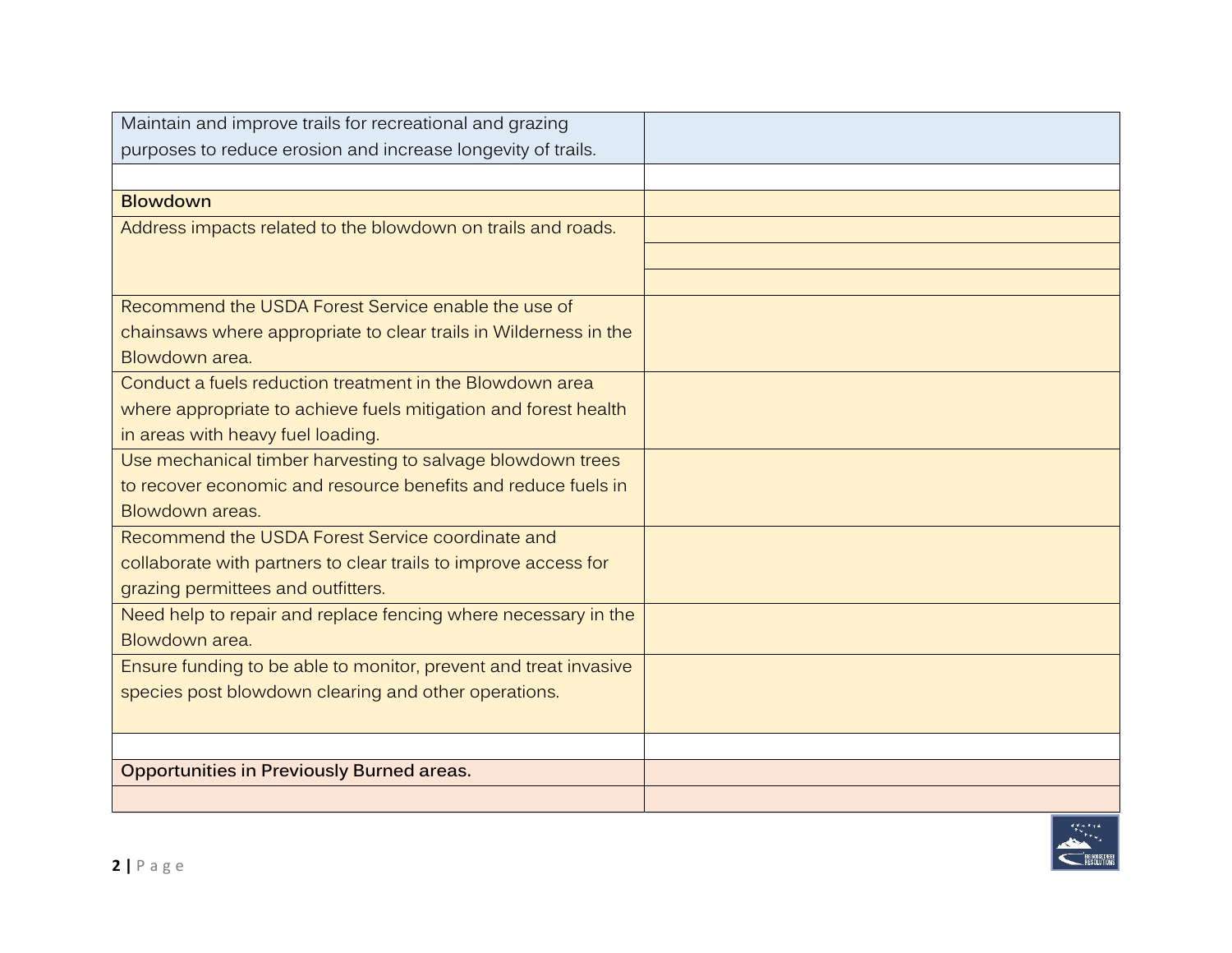| | |
|---|---|
| Maintain and improve trails for recreational and grazing purposes to reduce erosion and increase longevity of trails. | |
| | |
| **Blowdown** | |
| Address impacts related to the blowdown on trails and roads. | |
| | |
| | |
| Recommend the USDA Forest Service enable the use of chainsaws where appropriate to clear trails in Wilderness in the Blowdown area. | |
| Conduct a fuels reduction treatment in the Blowdown area where appropriate to achieve fuels mitigation and forest health in areas with heavy fuel loading. | |
| Use mechanical timber harvesting to salvage blowdown trees to recover economic and resource benefits and reduce fuels in Blowdown areas. | |
| Recommend the USDA Forest Service coordinate and collaborate with partners to clear trails to improve access for grazing permittees and outfitters. | |
| Need help to repair and replace fencing where necessary in the Blowdown area. | |
| Ensure funding to be able to monitor, prevent and treat invasive species post blowdown clearing and other operations. | |
| | |
| **Opportunities in Previously Burned areas.** | |
| | |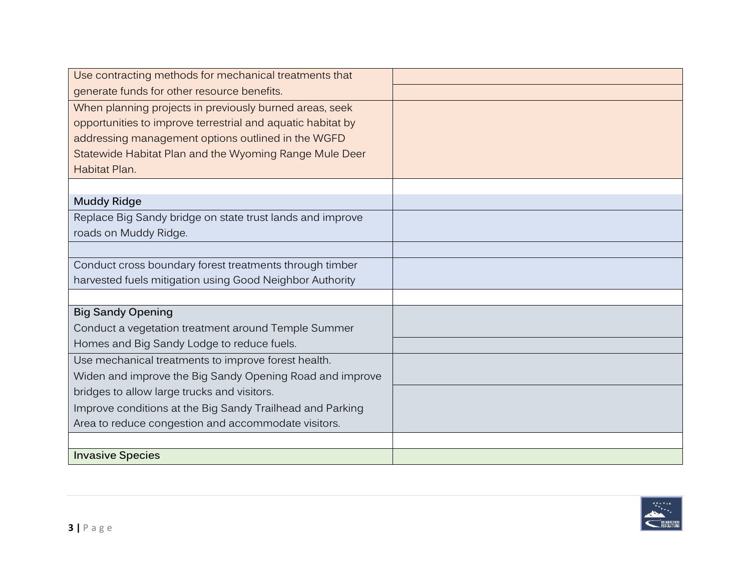| | |
|---|---|
| Use contracting methods for mechanical treatments that generate funds for other resource benefits. | |
| When planning projects in previously burned areas, seek opportunities to improve terrestrial and aquatic habitat by addressing management options outlined in the WGFD Statewide Habitat Plan and the Wyoming Range Mule Deer Habitat Plan. | |
| | |
| **Muddy Ridge** | |
| Replace Big Sandy bridge on state trust lands and improve roads on Muddy Ridge. | |
| | |
| Conduct cross boundary forest treatments through timber harvested fuels mitigation using Good Neighbor Authority | |
| | |
| **Big Sandy Opening**<br>Conduct a vegetation treatment around Temple Summer Homes and Big Sandy Lodge to reduce fuels. | |
| Use mechanical treatments to improve forest health.<br>Widen and improve the Big Sandy Opening Road and improve bridges to allow large trucks and visitors.<br>Improve conditions at the Big Sandy Trailhead and Parking Area to reduce congestion and accommodate visitors. | |
| | |
| **Invasive Species** | |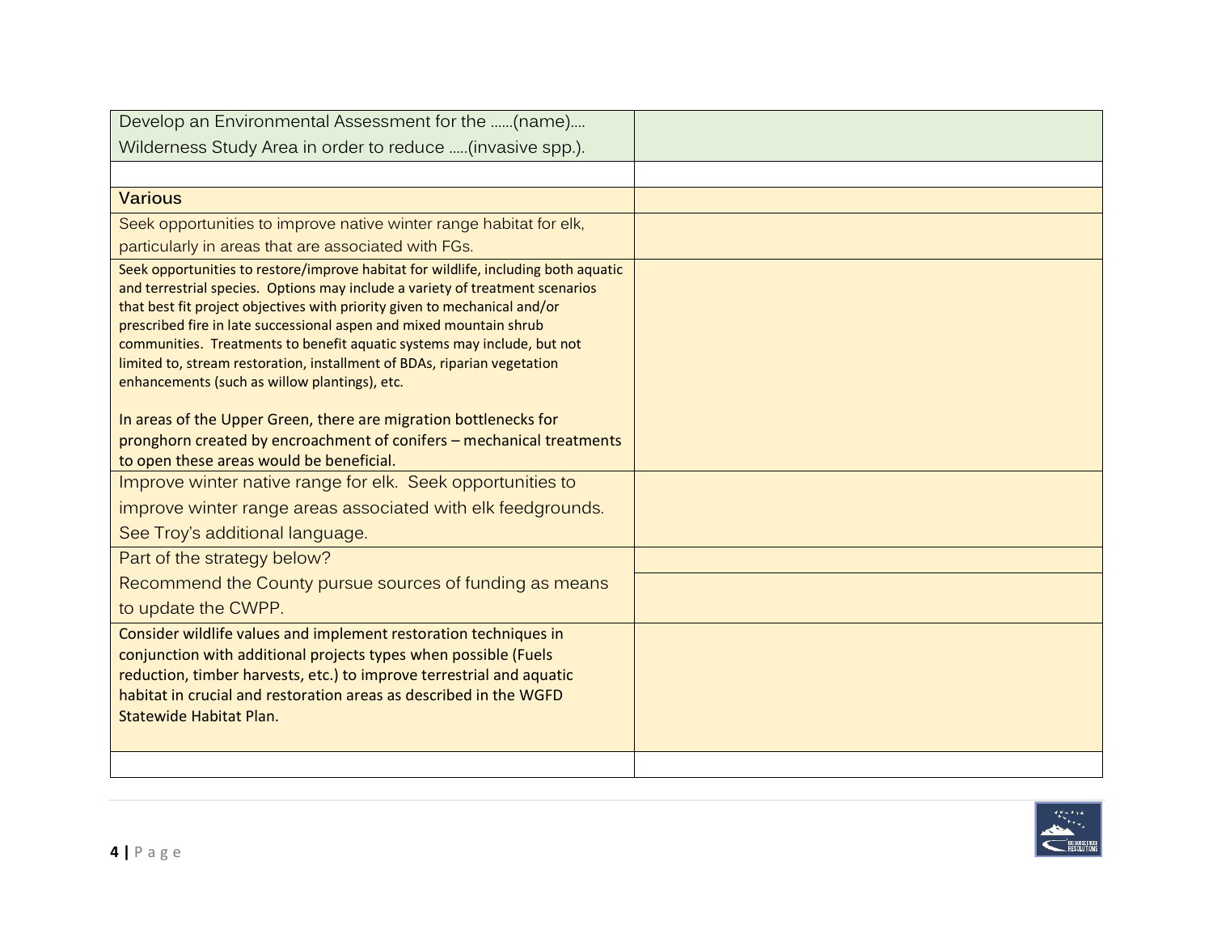| | |
|---|---|
| Develop an Environmental Assessment for the ……(name)…. Wilderness Study Area in order to reduce …..(invasive spp.). | |
| | |
| **Various** | |
| Seek opportunities to improve native winter range habitat for elk, particularly in areas that are associated with FGs. | |
| Seek opportunities to restore/improve habitat for wildlife, including both aquatic and terrestrial species. Options may include a variety of treatment scenarios that best fit project objectives with priority given to mechanical and/or prescribed fire in late successional aspen and mixed mountain shrub communities. Treatments to benefit aquatic systems may include, but not limited to, stream restoration, installment of BDAs, riparian vegetation enhancements (such as willow plantings), etc.<br><br>In areas of the Upper Green, there are migration bottlenecks for pronghorn created by encroachment of conifers – mechanical treatments to open these areas would be beneficial. | |
| Improve winter native range for elk. Seek opportunities to improve winter range areas associated with elk feedgrounds. See Troy's additional language. | |
| Part of the strategy below?<br>Recommend the County pursue sources of funding as means to update the CWPP. | |
| Consider wildlife values and implement restoration techniques in conjunction with additional projects types when possible (Fuels reduction, timber harvests, etc.) to improve terrestrial and aquatic habitat in crucial and restoration areas as described in the WGFD Statewide Habitat Plan. | |
| | |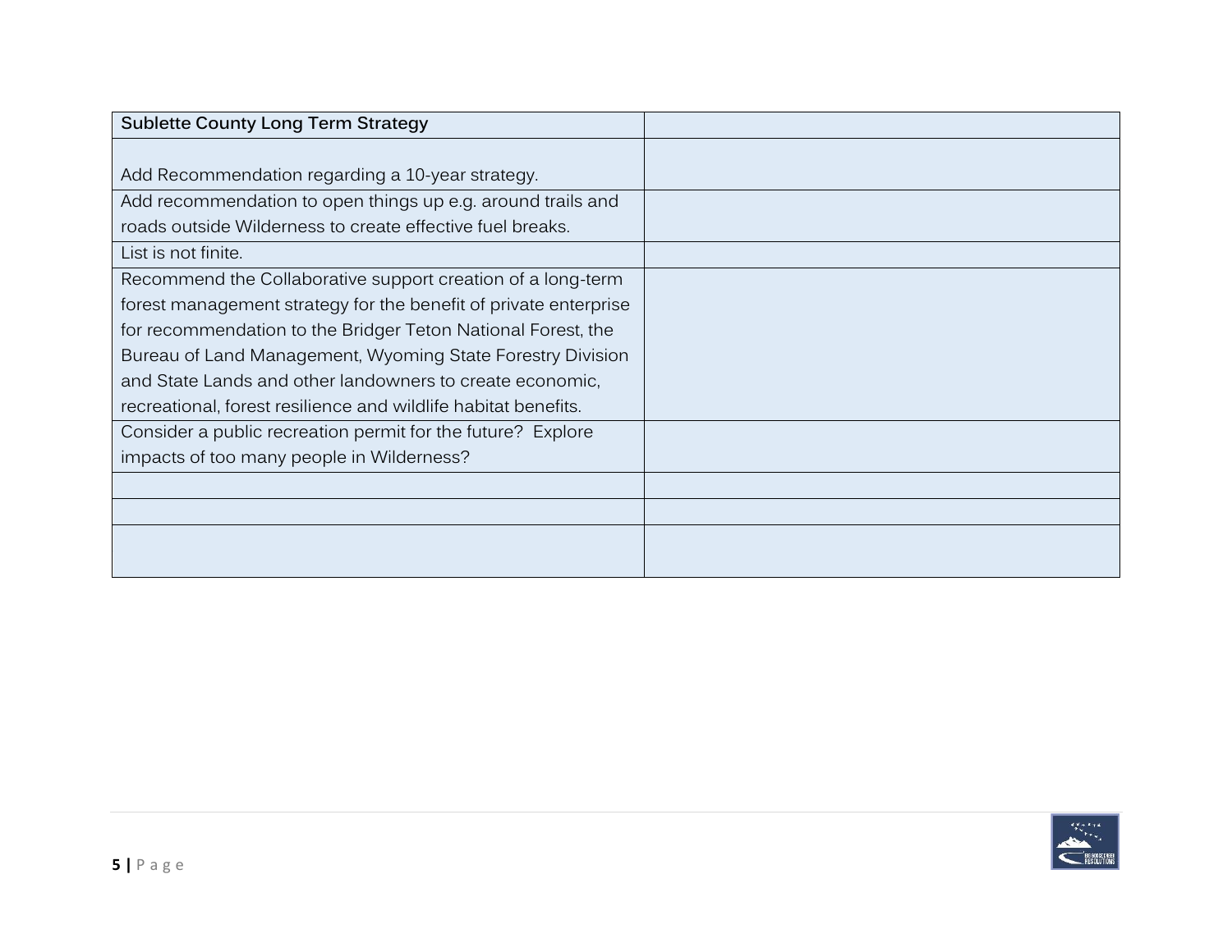| Sublette County Long Term Strategy | |
|---|---|
| Add Recommendation regarding a 10-year strategy. | |
| Add recommendation to open things up e.g. around trails and roads outside Wilderness to create effective fuel breaks. | |
| List is not finite. | |
| Recommend the Collaborative support creation of a long-term forest management strategy for the benefit of private enterprise for recommendation to the Bridger Teton National Forest, the Bureau of Land Management, Wyoming State Forestry Division and State Lands and other landowners to create economic, recreational, forest resilience and wildlife habitat benefits. | |
| Consider a public recreation permit for the future? Explore impacts of too many people in Wilderness? | |
| | |
| | |
| | |